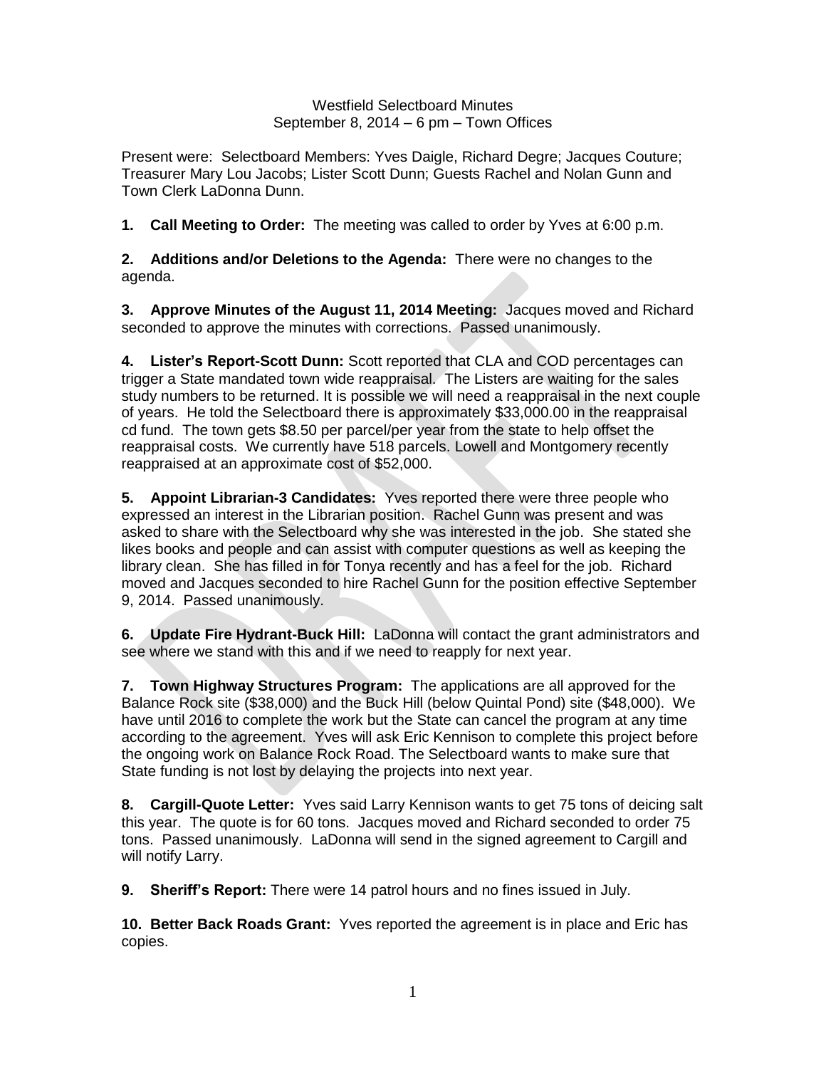Westfield Selectboard Minutes
September 8, 2014 – 6 pm – Town Offices

Present were: Selectboard Members: Yves Daigle, Richard Degre; Jacques Couture; Treasurer Mary Lou Jacobs; Lister Scott Dunn; Guests Rachel and Nolan Gunn and Town Clerk LaDonna Dunn.

**1. Call Meeting to Order:** The meeting was called to order by Yves at 6:00 p.m.

**2. Additions and/or Deletions to the Agenda:** There were no changes to the agenda.

**3. Approve Minutes of the August 11, 2014 Meeting:** Jacques moved and Richard seconded to approve the minutes with corrections. Passed unanimously.

**4. Lister's Report-Scott Dunn:** Scott reported that CLA and COD percentages can trigger a State mandated town wide reappraisal. The Listers are waiting for the sales study numbers to be returned. It is possible we will need a reappraisal in the next couple of years. He told the Selectboard there is approximately $33,000.00 in the reappraisal cd fund. The town gets $8.50 per parcel/per year from the state to help offset the reappraisal costs. We currently have 518 parcels. Lowell and Montgomery recently reappraised at an approximate cost of $52,000.

**5. Appoint Librarian-3 Candidates:** Yves reported there were three people who expressed an interest in the Librarian position. Rachel Gunn was present and was asked to share with the Selectboard why she was interested in the job. She stated she likes books and people and can assist with computer questions as well as keeping the library clean. She has filled in for Tonya recently and has a feel for the job. Richard moved and Jacques seconded to hire Rachel Gunn for the position effective September 9, 2014. Passed unanimously.

**6. Update Fire Hydrant-Buck Hill:** LaDonna will contact the grant administrators and see where we stand with this and if we need to reapply for next year.

**7. Town Highway Structures Program:** The applications are all approved for the Balance Rock site ($38,000) and the Buck Hill (below Quintal Pond) site ($48,000). We have until 2016 to complete the work but the State can cancel the program at any time according to the agreement. Yves will ask Eric Kennison to complete this project before the ongoing work on Balance Rock Road. The Selectboard wants to make sure that State funding is not lost by delaying the projects into next year.

**8. Cargill-Quote Letter:** Yves said Larry Kennison wants to get 75 tons of deicing salt this year. The quote is for 60 tons. Jacques moved and Richard seconded to order 75 tons. Passed unanimously. LaDonna will send in the signed agreement to Cargill and will notify Larry.

**9. Sheriff's Report:** There were 14 patrol hours and no fines issued in July.

**10. Better Back Roads Grant:** Yves reported the agreement is in place and Eric has copies.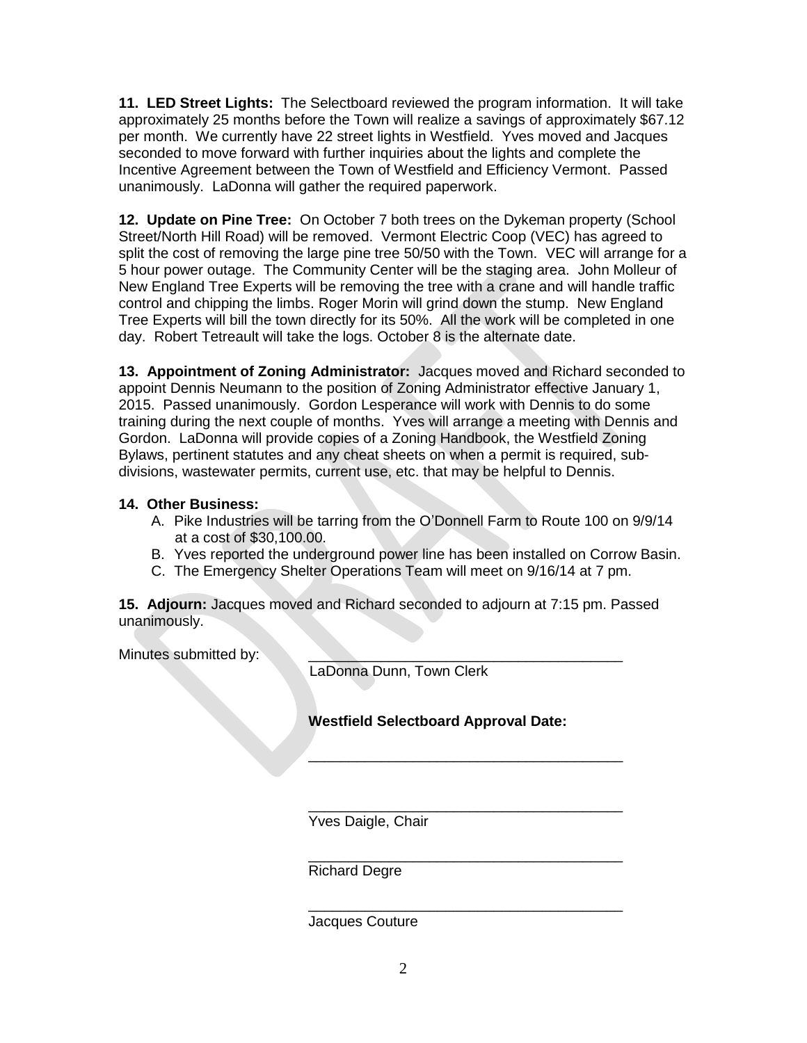**11. LED Street Lights:** The Selectboard reviewed the program information. It will take approximately 25 months before the Town will realize a savings of approximately $67.12 per month. We currently have 22 street lights in Westfield. Yves moved and Jacques seconded to move forward with further inquiries about the lights and complete the Incentive Agreement between the Town of Westfield and Efficiency Vermont. Passed unanimously. LaDonna will gather the required paperwork.

**12. Update on Pine Tree:** On October 7 both trees on the Dykeman property (School Street/North Hill Road) will be removed. Vermont Electric Coop (VEC) has agreed to split the cost of removing the large pine tree 50/50 with the Town. VEC will arrange for a 5 hour power outage. The Community Center will be the staging area. John Molleur of New England Tree Experts will be removing the tree with a crane and will handle traffic control and chipping the limbs. Roger Morin will grind down the stump. New England Tree Experts will bill the town directly for its 50%. All the work will be completed in one day. Robert Tetreault will take the logs. October 8 is the alternate date.

**13. Appointment of Zoning Administrator:** Jacques moved and Richard seconded to appoint Dennis Neumann to the position of Zoning Administrator effective January 1, 2015. Passed unanimously. Gordon Lesperance will work with Dennis to do some training during the next couple of months. Yves will arrange a meeting with Dennis and Gordon. LaDonna will provide copies of a Zoning Handbook, the Westfield Zoning Bylaws, pertinent statutes and any cheat sheets on when a permit is required, sub-divisions, wastewater permits, current use, etc. that may be helpful to Dennis.

**14. Other Business:**

A. Pike Industries will be tarring from the O'Donnell Farm to Route 100 on 9/9/14 at a cost of $30,100.00.
B. Yves reported the underground power line has been installed on Corrow Basin.
C. The Emergency Shelter Operations Team will meet on 9/16/14 at 7 pm.

**15. Adjourn:** Jacques moved and Richard seconded to adjourn at 7:15 pm. Passed unanimously.

Minutes submitted by: \_\_\_\_\_\_\_\_\_\_\_\_\_\_\_\_\_\_\_\_\_\_\_\_\_\_\_\_\_\_\_\_\_\_\_\_\_\_\_\_
LaDonna Dunn, Town Clerk

**Westfield Selectboard Approval Date:**

\_\_\_\_\_\_\_\_\_\_\_\_\_\_\_\_\_\_\_\_\_\_\_\_\_\_\_\_\_\_\_\_\_\_\_\_\_\_\_\_

\_\_\_\_\_\_\_\_\_\_\_\_\_\_\_\_\_\_\_\_\_\_\_\_\_\_\_\_\_\_\_\_\_\_\_\_\_\_\_\_
Yves Daigle, Chair

\_\_\_\_\_\_\_\_\_\_\_\_\_\_\_\_\_\_\_\_\_\_\_\_\_\_\_\_\_\_\_\_\_\_\_\_\_\_\_\_
Richard Degre

\_\_\_\_\_\_\_\_\_\_\_\_\_\_\_\_\_\_\_\_\_\_\_\_\_\_\_\_\_\_\_\_\_\_\_\_\_\_\_\_
Jacques Couture